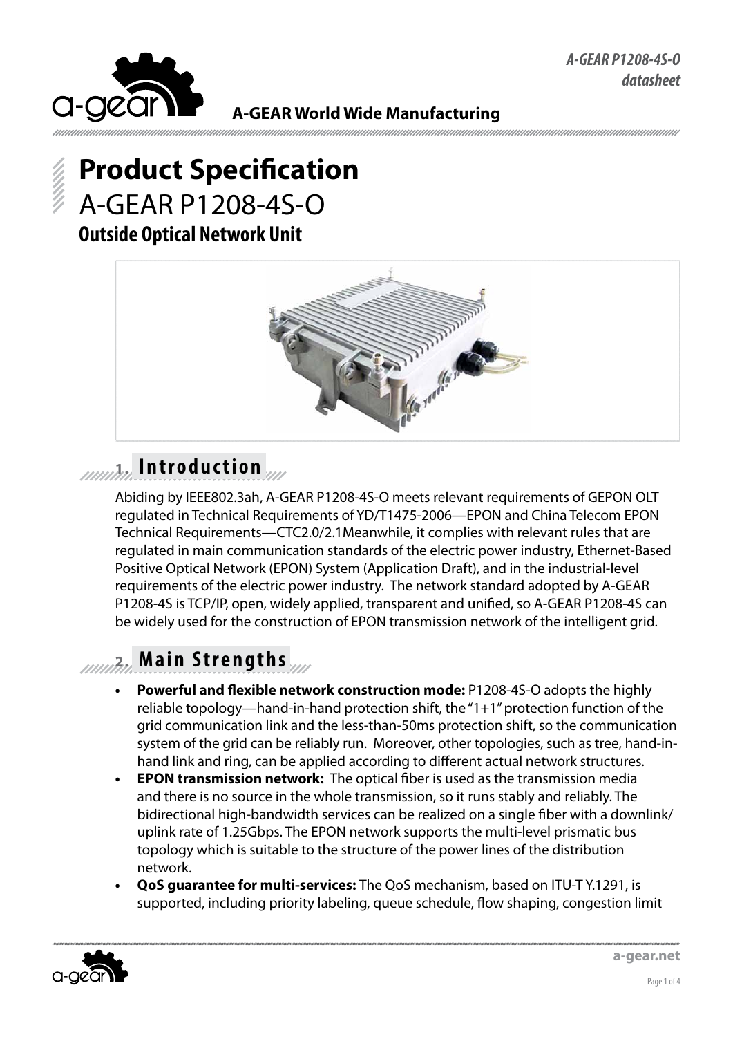**A-GEAR World Wide Manufacturing**

# Product Specification

## A-GEAR P1208-4S-O

### Outside Optical Network Unit

## 1. Introduction

Abiding by IEEE802.3ah, A-GEAR P1208-4S-O meets relevant requirements of GEPON OLT regulated in Technical Requirements of YD/T1475-2006—EPON and China Telecom EPON Technical Requirements—CTC2.0/2.1Meanwhile, it complies with relevant rules that are regulated in main communication standards of the electric power industry, Ethernet-Based Positive Optical Network (EPON) System (Application Draft), and in the industrial-level requirements of the electric power industry. The network standard adopted by A-GEAR P1208-4S is TCP/IP, open, widely applied, transparent and unified, so A-GEAR P1208-4S can be widely used for the construction of EPON transmission network of the intelligent grid.

## 2. Main Strengths

- **Powerful and flexible network construction mode:** P1208-4S-O adopts the highly reliable topology—hand-in-hand protection shift, the "1+1" protection function of the grid communication link and the less-than-50ms protection shift, so the communication system of the grid can be reliably run. Moreover, other topologies, such as tree, hand-in-hand link and ring, can be applied according to different actual network structures.
- **EPON transmission network:** The optical fiber is used as the transmission media and there is no source in the whole transmission, so it runs stably and reliably. The bidirectional high-bandwidth services can be realized on a single fiber with a downlink/uplink rate of 1.25Gbps. The EPON network supports the multi-level prismatic bus topology which is suitable to the structure of the power lines of the distribution network.
- **QoS guarantee for multi-services:** The QoS mechanism, based on ITU-T Y.1291, is supported, including priority labeling, queue schedule, flow shaping, congestion limit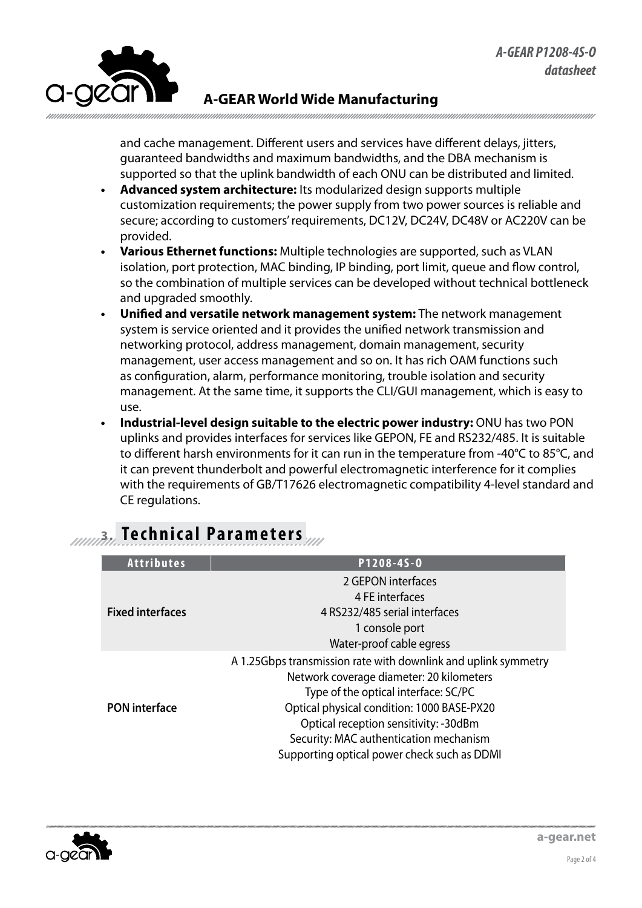and cache management. Different users and services have different delays, jitters, guaranteed bandwidths and maximum bandwidths, and the DBA mechanism is supported so that the uplink bandwidth of each ONU can be distributed and limited.

- **Advanced system architecture:** Its modularized design supports multiple customization requirements; the power supply from two power sources is reliable and secure; according to customers' requirements, DC12V, DC24V, DC48V or AC220V can be provided.
- **Various Ethernet functions:** Multiple technologies are supported, such as VLAN isolation, port protection, MAC binding, IP binding, port limit, queue and flow control, so the combination of multiple services can be developed without technical bottleneck and upgraded smoothly.
- **Unified and versatile network management system:** The network management system is service oriented and it provides the unified network transmission and networking protocol, address management, domain management, security management, user access management and so on. It has rich OAM functions such as configuration, alarm, performance monitoring, trouble isolation and security management. At the same time, it supports the CLI/GUI management, which is easy to use.
- **Industrial-level design suitable to the electric power industry:** ONU has two PON uplinks and provides interfaces for services like GEPON, FE and RS232/485. It is suitable to different harsh environments for it can run in the temperature from -40°C to 85°C, and it can prevent thunderbolt and powerful electromagnetic interference for it complies with the requirements of GB/T17626 electromagnetic compatibility 4-level standard and CE regulations.

## 3. Technical Parameters

| Attributes | P1208-4S-O |
|---|---|
| **Fixed interfaces** | 2 GEPON interfaces<br>4 FE interfaces<br>4 RS232/485 serial interfaces<br>1 console port<br>Water-proof cable egress |
| **PON interface** | A 1.25Gbps transmission rate with downlink and uplink symmetry<br>Network coverage diameter: 20 kilometers<br>Type of the optical interface: SC/PC<br>Optical physical condition: 1000 BASE-PX20<br>Optical reception sensitivity: -30dBm<br>Security: MAC authentication mechanism<br>Supporting optical power check such as DDMI |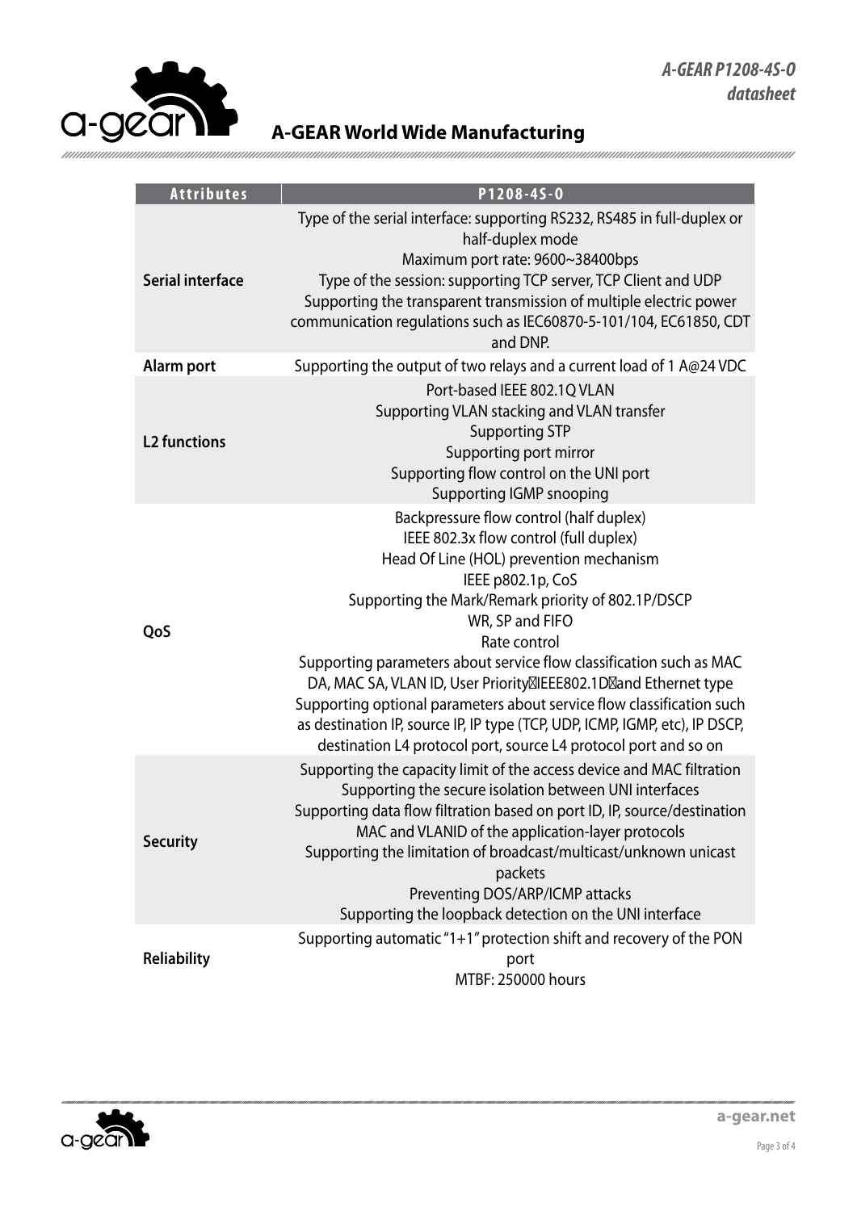| Attributes | P1208-4S-O |
|---|---|
| **Serial interface** | Type of the serial interface: supporting RS232, RS485 in full-duplex or half-duplex mode<br>Maximum port rate: 9600~38400bps<br>Type of the session: supporting TCP server, TCP Client and UDP<br>Supporting the transparent transmission of multiple electric power communication regulations such as IEC60870-5-101/104, EC61850, CDT and DNP. |
| **Alarm port** | Supporting the output of two relays and a current load of 1 A@24 VDC |
| **L2 functions** | Port-based IEEE 802.1Q VLAN<br>Supporting VLAN stacking and VLAN transfer<br>Supporting STP<br>Supporting port mirror<br>Supporting flow control on the UNI port<br>Supporting IGMP snooping |
| **QoS** | Backpressure flow control (half duplex)<br>IEEE 802.3x flow control (full duplex)<br>Head Of Line (HOL) prevention mechanism<br>IEEE p802.1p, CoS<br>Supporting the Mark/Remark priority of 802.1P/DSCP<br>WR, SP and FIFO<br>Rate control<br>Supporting parameters about service flow classification such as MAC DA, MAC SA, VLAN ID, User Priority（IEEE802.1D）and Ethernet type<br>Supporting optional parameters about service flow classification such as destination IP, source IP, IP type (TCP, UDP, ICMP, IGMP, etc), IP DSCP, destination L4 protocol port, source L4 protocol port and so on |
| **Security** | Supporting the capacity limit of the access device and MAC filtration<br>Supporting the secure isolation between UNI interfaces<br>Supporting data flow filtration based on port ID, IP, source/destination MAC and VLANID of the application-layer protocols<br>Supporting the limitation of broadcast/multicast/unknown unicast packets<br>Preventing DOS/ARP/ICMP attacks<br>Supporting the loopback detection on the UNI interface |
| **Reliability** | Supporting automatic "1+1" protection shift and recovery of the PON port<br>MTBF: 250000 hours |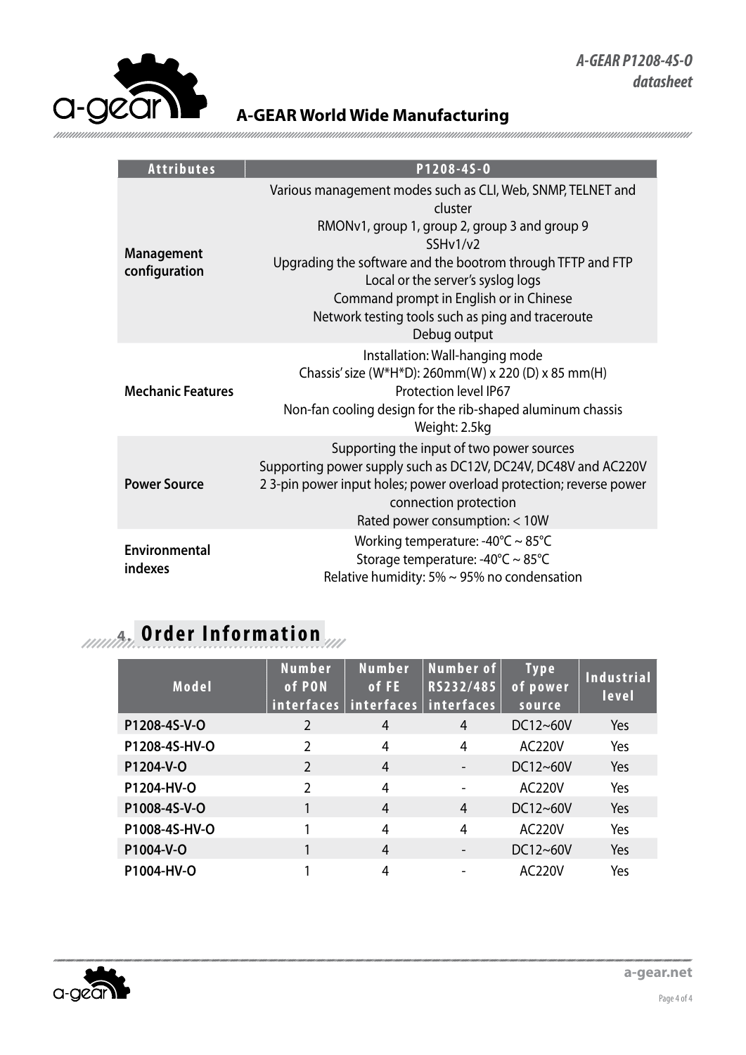| Attributes | P1208-4S-O |
|---|---|
| **Management configuration** | Various management modes such as CLI, Web, SNMP, TELNET and cluster<br>RMONv1, group 1, group 2, group 3 and group 9<br>SSHv1/v2<br>Upgrading the software and the bootrom through TFTP and FTP<br>Local or the server's syslog logs<br>Command prompt in English or in Chinese<br>Network testing tools such as ping and traceroute<br>Debug output |
| **Mechanic Features** | Installation: Wall-hanging mode<br>Chassis' size (W*H*D): 260mm(W) x 220 (D) x 85 mm(H)<br>Protection level IP67<br>Non-fan cooling design for the rib-shaped aluminum chassis<br>Weight: 2.5kg |
| **Power Source** | Supporting the input of two power sources<br>Supporting power supply such as DC12V, DC24V, DC48V and AC220V<br>2 3-pin power input holes; power overload protection; reverse power connection protection<br>Rated power consumption: < 10W |
| **Environmental indexes** | Working temperature: -40℃ ~ 85℃<br>Storage temperature: -40℃ ~ 85℃<br>Relative humidity: 5% ~ 95% no condensation |

## 4. Order Information

| Model | Number of PON interfaces | Number of FE interfaces | Number of RS232/485 interfaces | Type of power source | Industrial level |
|---|---|---|---|---|---|
| **P1208-4S-V-O** | 2 | 4 | 4 | DC12~60V | Yes |
| **P1208-4S-HV-O** | 2 | 4 | 4 | AC220V | Yes |
| **P1204-V-O** | 2 | 4 | - | DC12~60V | Yes |
| **P1204-HV-O** | 2 | 4 | - | AC220V | Yes |
| **P1008-4S-V-O** | 1 | 4 | 4 | DC12~60V | Yes |
| **P1008-4S-HV-O** | 1 | 4 | 4 | AC220V | Yes |
| **P1004-V-O** | 1 | 4 | - | DC12~60V | Yes |
| **P1004-HV-O** | 1 | 4 | - | AC220V | Yes |